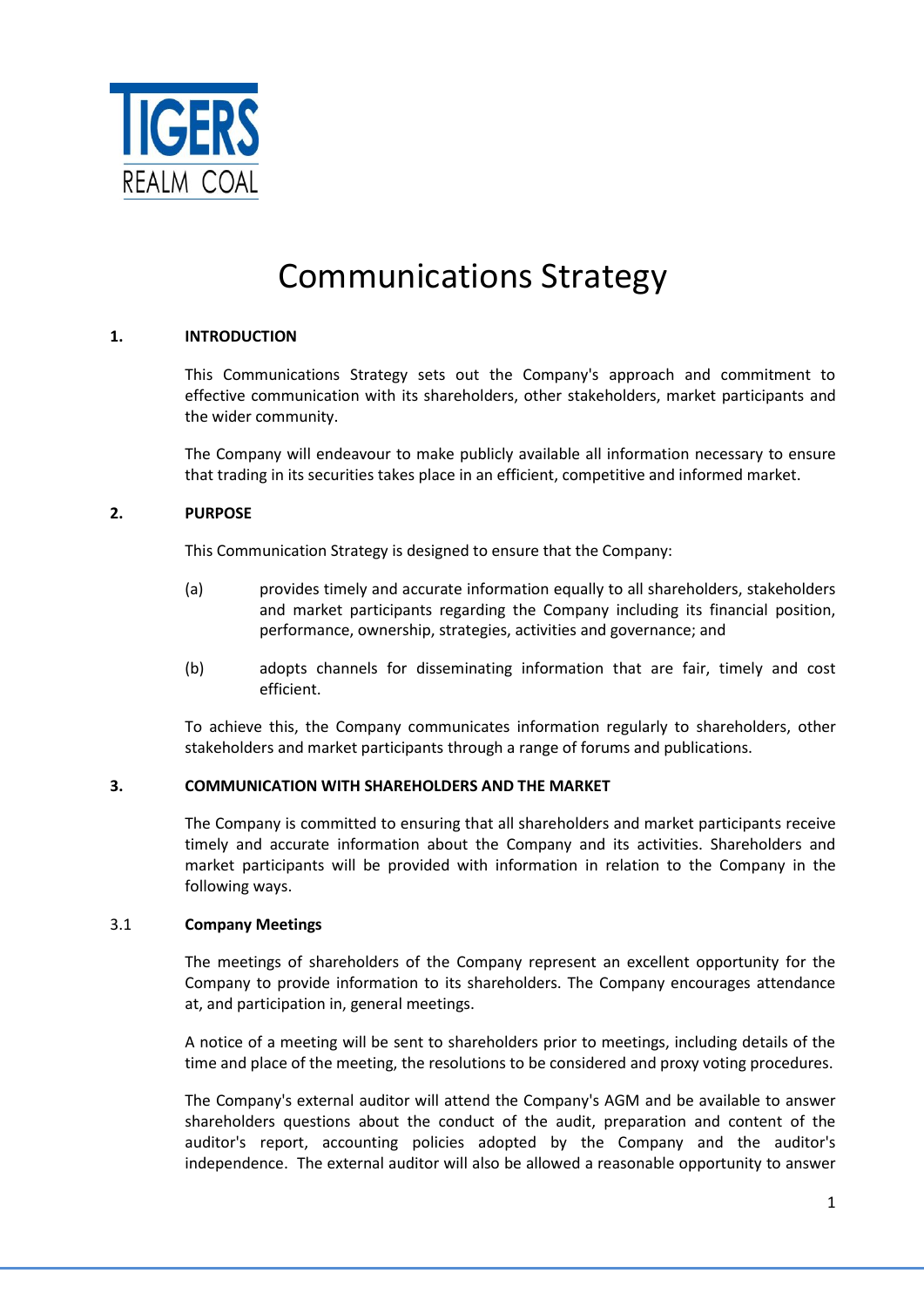TIGERS REALM COAL

# Communications Strategy

## 1. INTRODUCTION

This Communications Strategy sets out the Company's approach and commitment to effective communication with its shareholders, other stakeholders, market participants and the wider community.

The Company will endeavour to make publicly available all information necessary to ensure that trading in its securities takes place in an efficient, competitive and informed market.

## 2. PURPOSE

This Communication Strategy is designed to ensure that the Company:

(a) provides timely and accurate information equally to all shareholders, stakeholders and market participants regarding the Company including its financial position, performance, ownership, strategies, activities and governance; and

(b) adopts channels for disseminating information that are fair, timely and cost efficient.

To achieve this, the Company communicates information regularly to shareholders, other stakeholders and market participants through a range of forums and publications.

## 3. COMMUNICATION WITH SHAREHOLDERS AND THE MARKET

The Company is committed to ensuring that all shareholders and market participants receive timely and accurate information about the Company and its activities. Shareholders and market participants will be provided with information in relation to the Company in the following ways.

### 3.1 Company Meetings

The meetings of shareholders of the Company represent an excellent opportunity for the Company to provide information to its shareholders. The Company encourages attendance at, and participation in, general meetings.

A notice of a meeting will be sent to shareholders prior to meetings, including details of the time and place of the meeting, the resolutions to be considered and proxy voting procedures.

The Company's external auditor will attend the Company's AGM and be available to answer shareholders questions about the conduct of the audit, preparation and content of the auditor's report, accounting policies adopted by the Company and the auditor's independence. The external auditor will also be allowed a reasonable opportunity to answer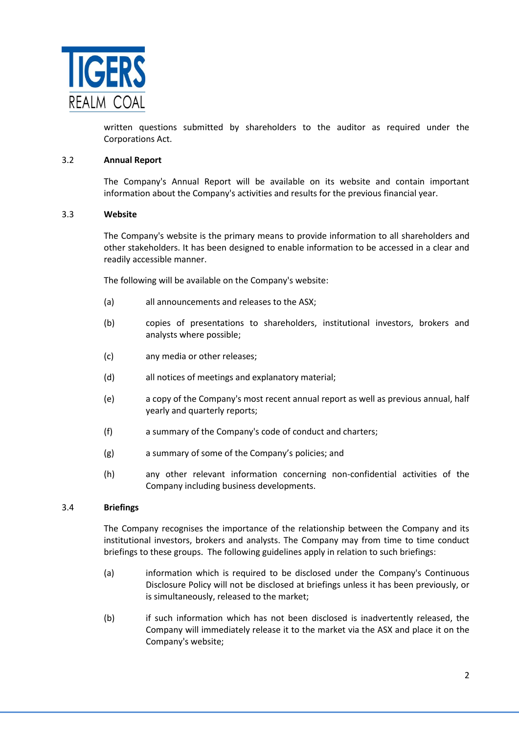written questions submitted by shareholders to the auditor as required under the Corporations Act.

### 3.2 Annual Report

The Company's Annual Report will be available on its website and contain important information about the Company's activities and results for the previous financial year.

### 3.3 Website

The Company's website is the primary means to provide information to all shareholders and other stakeholders. It has been designed to enable information to be accessed in a clear and readily accessible manner.

The following will be available on the Company's website:

(a) all announcements and releases to the ASX;

(b) copies of presentations to shareholders, institutional investors, brokers and analysts where possible;

(c) any media or other releases;

(d) all notices of meetings and explanatory material;

(e) a copy of the Company's most recent annual report as well as previous annual, half yearly and quarterly reports;

(f) a summary of the Company's code of conduct and charters;

(g) a summary of some of the Company's policies; and

(h) any other relevant information concerning non-confidential activities of the Company including business developments.

### 3.4 Briefings

The Company recognises the importance of the relationship between the Company and its institutional investors, brokers and analysts. The Company may from time to time conduct briefings to these groups. The following guidelines apply in relation to such briefings:

(a) information which is required to be disclosed under the Company's Continuous Disclosure Policy will not be disclosed at briefings unless it has been previously, or is simultaneously, released to the market;

(b) if such information which has not been disclosed is inadvertently released, the Company will immediately release it to the market via the ASX and place it on the Company's website;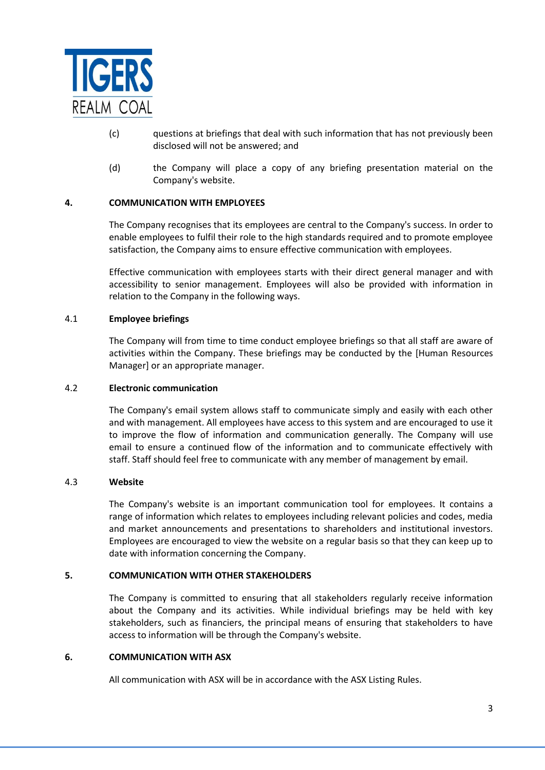(c) questions at briefings that deal with such information that has not previously been disclosed will not be answered; and

(d) the Company will place a copy of any briefing presentation material on the Company's website.

## 4. COMMUNICATION WITH EMPLOYEES

The Company recognises that its employees are central to the Company's success. In order to enable employees to fulfil their role to the high standards required and to promote employee satisfaction, the Company aims to ensure effective communication with employees.

Effective communication with employees starts with their direct general manager and with accessibility to senior management. Employees will also be provided with information in relation to the Company in the following ways.

### 4.1 Employee briefings

The Company will from time to time conduct employee briefings so that all staff are aware of activities within the Company. These briefings may be conducted by the [Human Resources Manager] or an appropriate manager.

### 4.2 Electronic communication

The Company's email system allows staff to communicate simply and easily with each other and with management. All employees have access to this system and are encouraged to use it to improve the flow of information and communication generally. The Company will use email to ensure a continued flow of the information and to communicate effectively with staff. Staff should feel free to communicate with any member of management by email.

### 4.3 Website

The Company's website is an important communication tool for employees. It contains a range of information which relates to employees including relevant policies and codes, media and market announcements and presentations to shareholders and institutional investors. Employees are encouraged to view the website on a regular basis so that they can keep up to date with information concerning the Company.

## 5. COMMUNICATION WITH OTHER STAKEHOLDERS

The Company is committed to ensuring that all stakeholders regularly receive information about the Company and its activities. While individual briefings may be held with key stakeholders, such as financiers, the principal means of ensuring that stakeholders to have access to information will be through the Company's website.

## 6. COMMUNICATION WITH ASX

All communication with ASX will be in accordance with the ASX Listing Rules.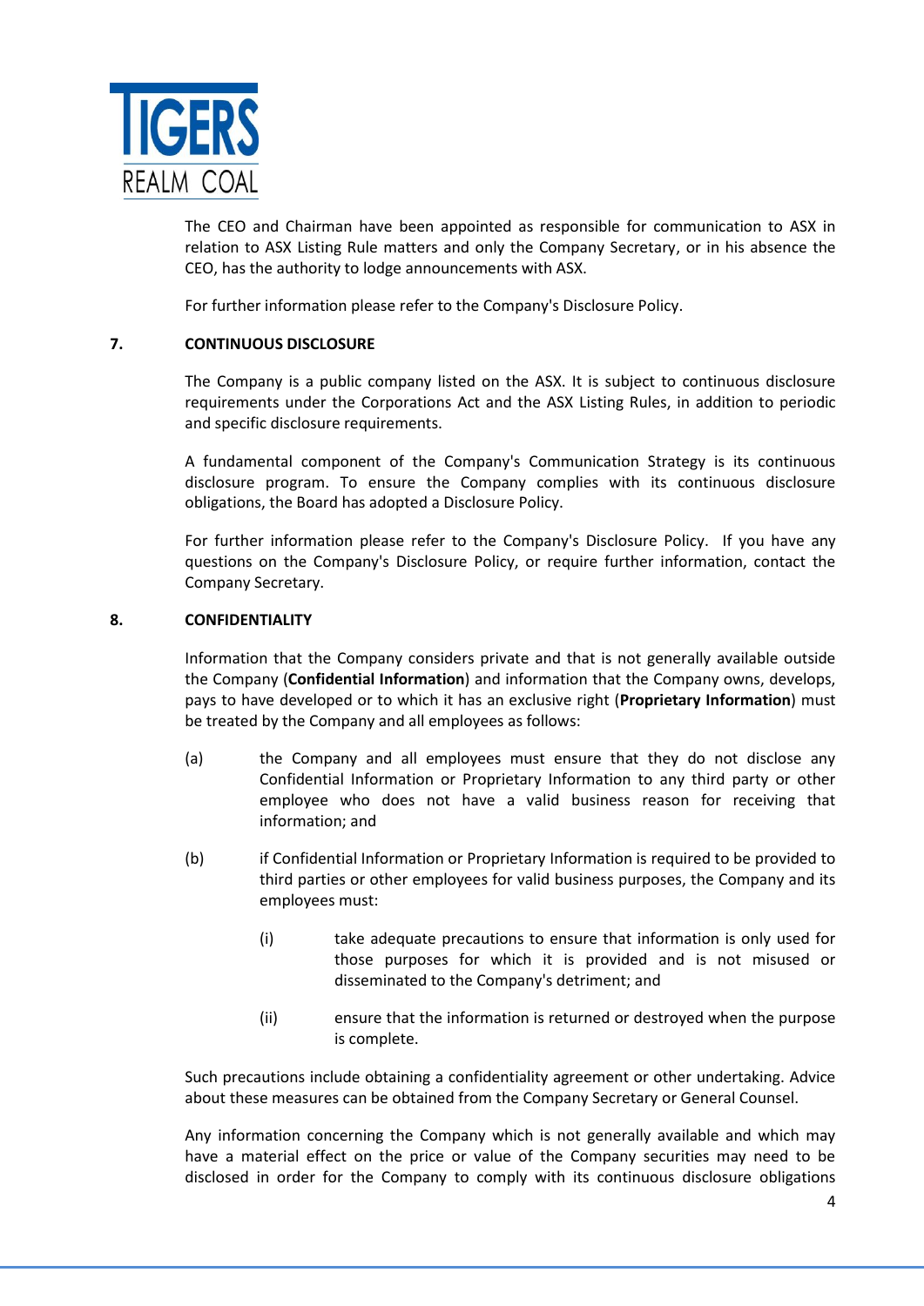The CEO and Chairman have been appointed as responsible for communication to ASX in relation to ASX Listing Rule matters and only the Company Secretary, or in his absence the CEO, has the authority to lodge announcements with ASX.

For further information please refer to the Company's Disclosure Policy.

## 7. CONTINUOUS DISCLOSURE

The Company is a public company listed on the ASX. It is subject to continuous disclosure requirements under the Corporations Act and the ASX Listing Rules, in addition to periodic and specific disclosure requirements.

A fundamental component of the Company's Communication Strategy is its continuous disclosure program. To ensure the Company complies with its continuous disclosure obligations, the Board has adopted a Disclosure Policy.

For further information please refer to the Company's Disclosure Policy. If you have any questions on the Company's Disclosure Policy, or require further information, contact the Company Secretary.

## 8. CONFIDENTIALITY

Information that the Company considers private and that is not generally available outside the Company (**Confidential Information**) and information that the Company owns, develops, pays to have developed or to which it has an exclusive right (**Proprietary Information**) must be treated by the Company and all employees as follows:

(a) the Company and all employees must ensure that they do not disclose any Confidential Information or Proprietary Information to any third party or other employee who does not have a valid business reason for receiving that information; and

(b) if Confidential Information or Proprietary Information is required to be provided to third parties or other employees for valid business purposes, the Company and its employees must:

   (i) take adequate precautions to ensure that information is only used for those purposes for which it is provided and is not misused or disseminated to the Company's detriment; and

   (ii) ensure that the information is returned or destroyed when the purpose is complete.

Such precautions include obtaining a confidentiality agreement or other undertaking. Advice about these measures can be obtained from the Company Secretary or General Counsel.

Any information concerning the Company which is not generally available and which may have a material effect on the price or value of the Company securities may need to be disclosed in order for the Company to comply with its continuous disclosure obligations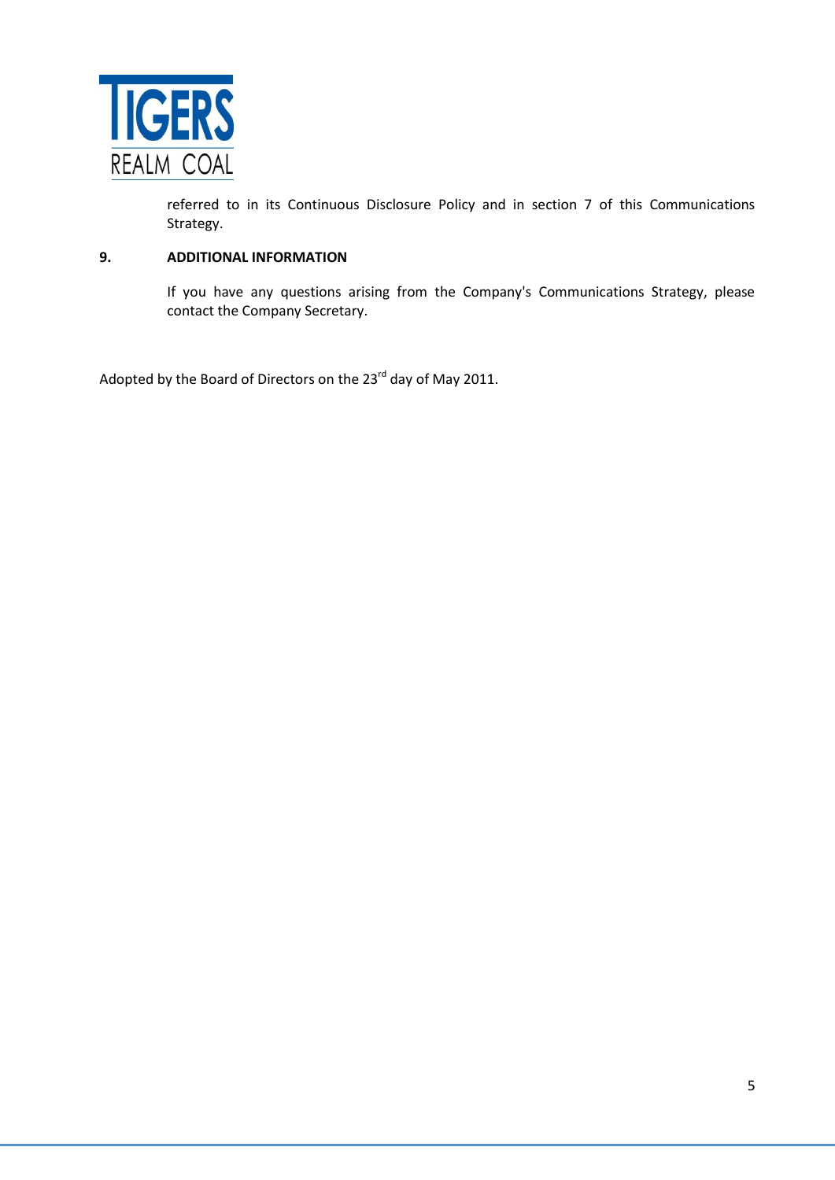referred to in its Continuous Disclosure Policy and in section 7 of this Communications Strategy.

## 9. ADDITIONAL INFORMATION

If you have any questions arising from the Company's Communications Strategy, please contact the Company Secretary.

Adopted by the Board of Directors on the 23rd day of May 2011.